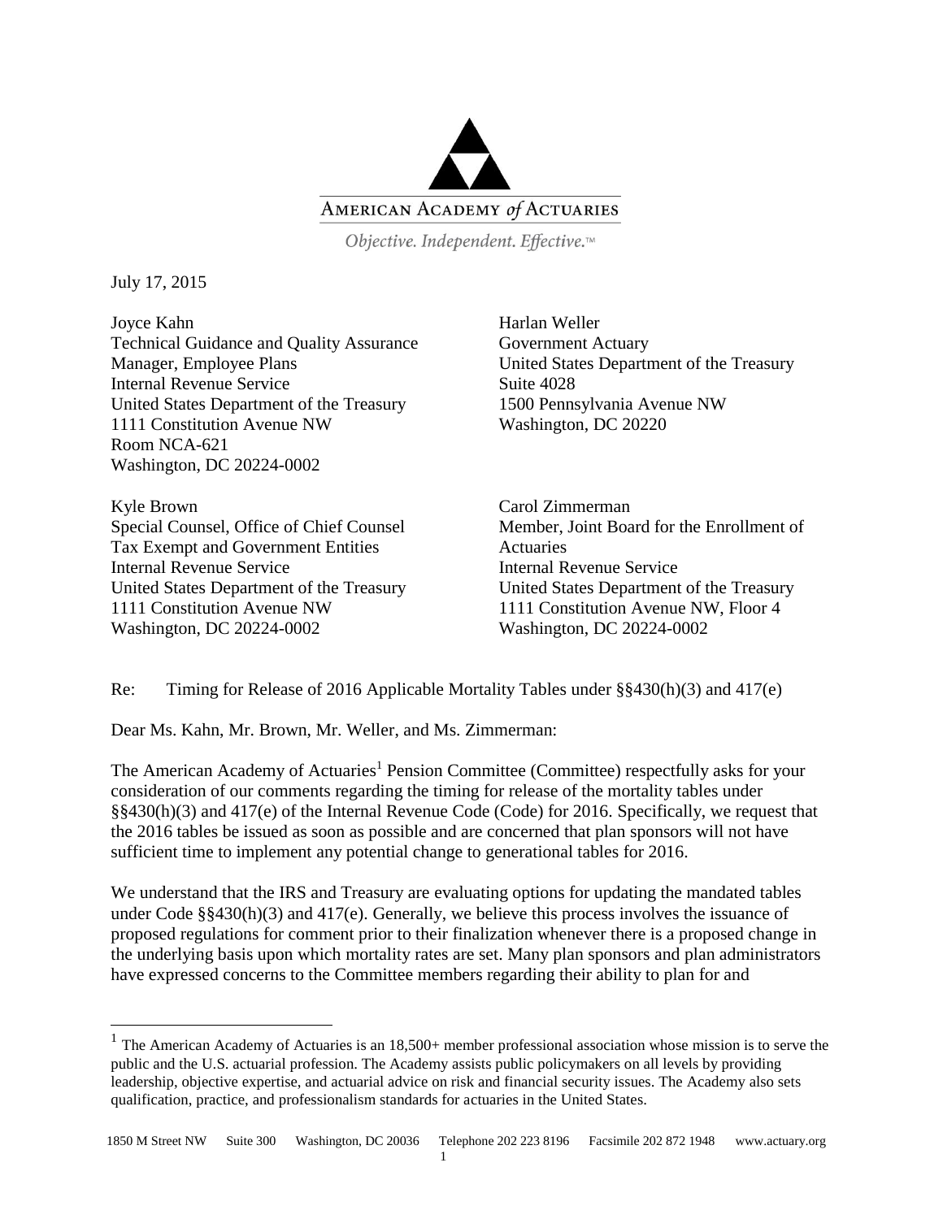AMERICAN ACADEMY *of* ACTUARIES

*Objective. Independent. Effective.*™

July 17, 2015

Joyce Kahn
Technical Guidance and Quality Assurance Manager, Employee Plans
Internal Revenue Service
United States Department of the Treasury
1111 Constitution Avenue NW
Room NCA-621
Washington, DC 20224-0002

Harlan Weller
Government Actuary
United States Department of the Treasury
Suite 4028
1500 Pennsylvania Avenue NW
Washington, DC 20220

Kyle Brown
Special Counsel, Office of Chief Counsel
Tax Exempt and Government Entities
Internal Revenue Service
United States Department of the Treasury
1111 Constitution Avenue NW
Washington, DC 20224-0002

Carol Zimmerman
Member, Joint Board for the Enrollment of Actuaries
Internal Revenue Service
United States Department of the Treasury
1111 Constitution Avenue NW, Floor 4
Washington, DC 20224-0002

Re: Timing for Release of 2016 Applicable Mortality Tables under §§430(h)(3) and 417(e)

Dear Ms. Kahn, Mr. Brown, Mr. Weller, and Ms. Zimmerman:

The American Academy of Actuaries[1] Pension Committee (Committee) respectfully asks for your consideration of our comments regarding the timing for release of the mortality tables under §§430(h)(3) and 417(e) of the Internal Revenue Code (Code) for 2016. Specifically, we request that the 2016 tables be issued as soon as possible and are concerned that plan sponsors will not have sufficient time to implement any potential change to generational tables for 2016.

We understand that the IRS and Treasury are evaluating options for updating the mandated tables under Code §§430(h)(3) and 417(e). Generally, we believe this process involves the issuance of proposed regulations for comment prior to their finalization whenever there is a proposed change in the underlying basis upon which mortality rates are set. Many plan sponsors and plan administrators have expressed concerns to the Committee members regarding their ability to plan for and

---

[1] The American Academy of Actuaries is an 18,500+ member professional association whose mission is to serve the public and the U.S. actuarial profession. The Academy assists public policymakers on all levels by providing leadership, objective expertise, and actuarial advice on risk and financial security issues. The Academy also sets qualification, practice, and professionalism standards for actuaries in the United States.

1850 M Street NW Suite 300 Washington, DC 20036 Telephone 202 223 8196 Facsimile 202 872 1948 www.actuary.org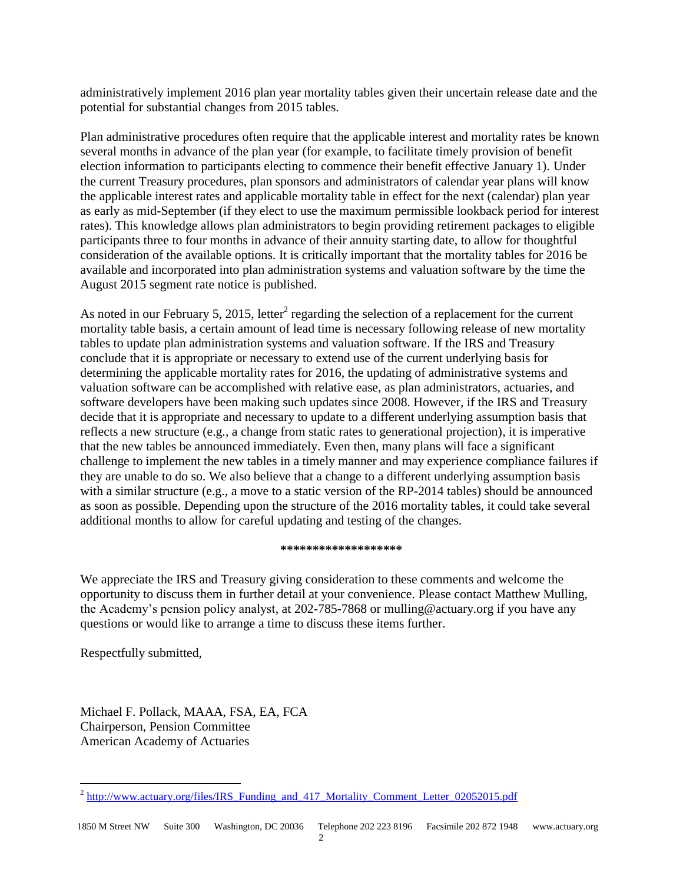administratively implement 2016 plan year mortality tables given their uncertain release date and the potential for substantial changes from 2015 tables.

Plan administrative procedures often require that the applicable interest and mortality rates be known several months in advance of the plan year (for example, to facilitate timely provision of benefit election information to participants electing to commence their benefit effective January 1). Under the current Treasury procedures, plan sponsors and administrators of calendar year plans will know the applicable interest rates and applicable mortality table in effect for the next (calendar) plan year as early as mid-September (if they elect to use the maximum permissible lookback period for interest rates). This knowledge allows plan administrators to begin providing retirement packages to eligible participants three to four months in advance of their annuity starting date, to allow for thoughtful consideration of the available options. It is critically important that the mortality tables for 2016 be available and incorporated into plan administration systems and valuation software by the time the August 2015 segment rate notice is published.

As noted in our February 5, 2015, letter[2] regarding the selection of a replacement for the current mortality table basis, a certain amount of lead time is necessary following release of new mortality tables to update plan administration systems and valuation software. If the IRS and Treasury conclude that it is appropriate or necessary to extend use of the current underlying basis for determining the applicable mortality rates for 2016, the updating of administrative systems and valuation software can be accomplished with relative ease, as plan administrators, actuaries, and software developers have been making such updates since 2008. However, if the IRS and Treasury decide that it is appropriate and necessary to update to a different underlying assumption basis that reflects a new structure (e.g., a change from static rates to generational projection), it is imperative that the new tables be announced immediately. Even then, many plans will face a significant challenge to implement the new tables in a timely manner and may experience compliance failures if they are unable to do so. We also believe that a change to a different underlying assumption basis with a similar structure (e.g., a move to a static version of the RP-2014 tables) should be announced as soon as possible. Depending upon the structure of the 2016 mortality tables, it could take several additional months to allow for careful updating and testing of the changes.

*******************

We appreciate the IRS and Treasury giving consideration to these comments and welcome the opportunity to discuss them in further detail at your convenience. Please contact Matthew Mulling, the Academy's pension policy analyst, at 202-785-7868 or mulling@actuary.org if you have any questions or would like to arrange a time to discuss these items further.

Respectfully submitted,

Michael F. Pollack, MAAA, FSA, EA, FCA
Chairperson, Pension Committee
American Academy of Actuaries

[2] http://www.actuary.org/files/IRS_Funding_and_417_Mortality_Comment_Letter_02052015.pdf

1850 M Street NW Suite 300 Washington, DC 20036 Telephone 202 223 8196 Facsimile 202 872 1948 www.actuary.org